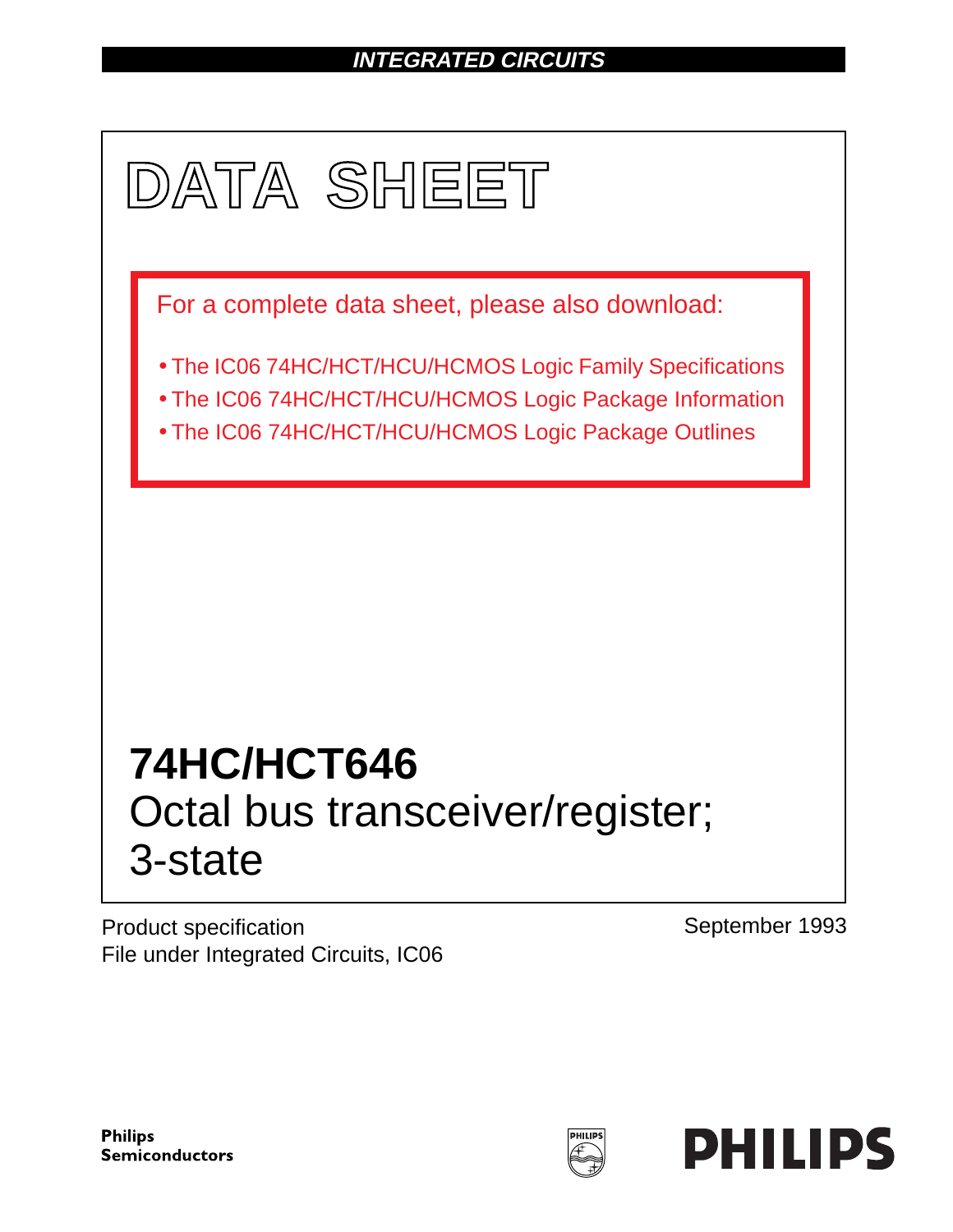INTEGRATED CIRCUITS

# DATA SHEET

For a complete data sheet, please also download:

- The IC06 74HC/HCT/HCU/HCMOS Logic Family Specifications
- The IC06 74HC/HCT/HCU/HCMOS Logic Package Information
- The IC06 74HC/HCT/HCU/HCMOS Logic Package Outlines

# 74HC/HCT646

## Octal bus transceiver/register; 3-state

Product specification
File under Integrated Circuits, IC06

September 1993

Philips Semiconductors

PHILIPS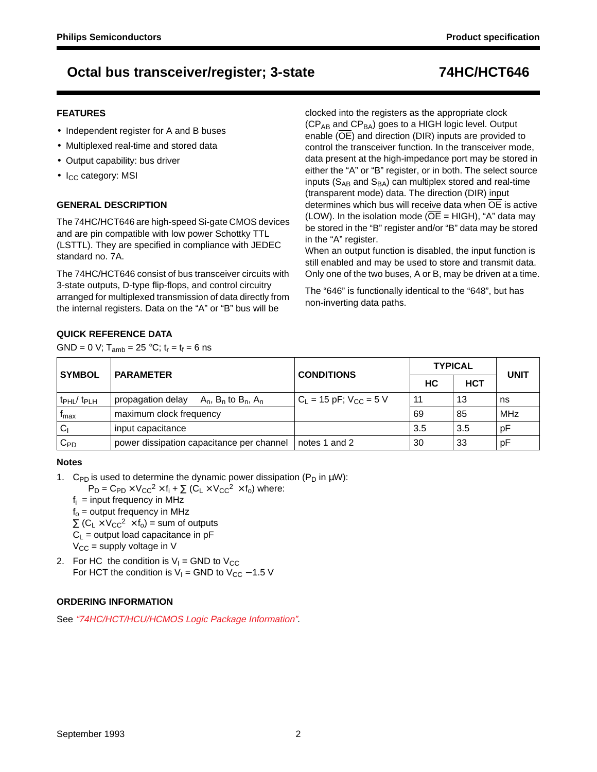# Octal bus transceiver/register; 3-state — 74HC/HCT646

## FEATURES

- Independent register for A and B buses
- Multiplexed real-time and stored data
- Output capability: bus driver
- $I_{CC}$ category: MSI

## GENERAL DESCRIPTION

The 74HC/HCT646 are high-speed Si-gate CMOS devices and are pin compatible with low power Schottky TTL (LSTTL). They are specified in compliance with JEDEC standard no. 7A.

The 74HC/HCT646 consist of bus transceiver circuits with 3-state outputs, D-type flip-flops, and control circuitry arranged for multiplexed transmission of data directly from the internal registers. Data on the "A" or "B" bus will be clocked into the registers as the appropriate clock ($CP_{AB}$ and $CP_{BA}$) goes to a HIGH logic level. Output enable ($\overline{OE}$) and direction (DIR) inputs are provided to control the transceiver function. In the transceiver mode, data present at the high-impedance port may be stored in either the "A" or "B" register, or in both. The select source inputs ($S_{AB}$ and $S_{BA}$) can multiplex stored and real-time (transparent mode) data. The direction (DIR) input determines which bus will receive data when $\overline{OE}$ is active (LOW). In the isolation mode ($\overline{OE}$ = HIGH), "A" data may be stored in the "B" register and/or "B" data may be stored in the "A" register.

When an output function is disabled, the input function is still enabled and may be used to store and transmit data. Only one of the two buses, A or B, may be driven at a time.

The "646" is functionally identical to the "648", but has non-inverting data paths.

## QUICK REFERENCE DATA

GND = 0 V; $T_{amb}$ = 25 °C; $t_r = t_f$ = 6 ns

| SYMBOL | PARAMETER | CONDITIONS | TYPICAL | | UNIT |
|---|---|---|---|---|---|
| | | | HC | HCT | |
| $t_{PHL}/ t_{PLH}$ | propagation delay $A_n$, $B_n$ to $B_n$, $A_n$ | $C_L$ = 15 pF; $V_{CC}$ = 5 V | 11 | 13 | ns |
| $f_{max}$ | maximum clock frequency | | 69 | 85 | MHz |
| $C_I$ | input capacitance | | 3.5 | 3.5 | pF |
| $C_{PD}$ | power dissipation capacitance per channel | notes 1 and 2 | 30 | 33 | pF |

### Notes

1. $C_{PD}$ is used to determine the dynamic power dissipation ($P_D$ in μW):
   $P_D = C_{PD} \times V_{CC}^2 \times f_i + \sum (C_L \times V_{CC}^2 \times f_o)$ where:
   $f_i$ = input frequency in MHz
   $f_o$ = output frequency in MHz
   $\sum (C_L \times V_{CC}^2 \times f_o)$ = sum of outputs
   $C_L$ = output load capacitance in pF
   $V_{CC}$ = supply voltage in V
2. For HC the condition is $V_I$ = GND to $V_{CC}$
   For HCT the condition is $V_I$ = GND to $V_{CC}$ − 1.5 V

## ORDERING INFORMATION

See *"74HC/HCT/HCU/HCMOS Logic Package Information"*.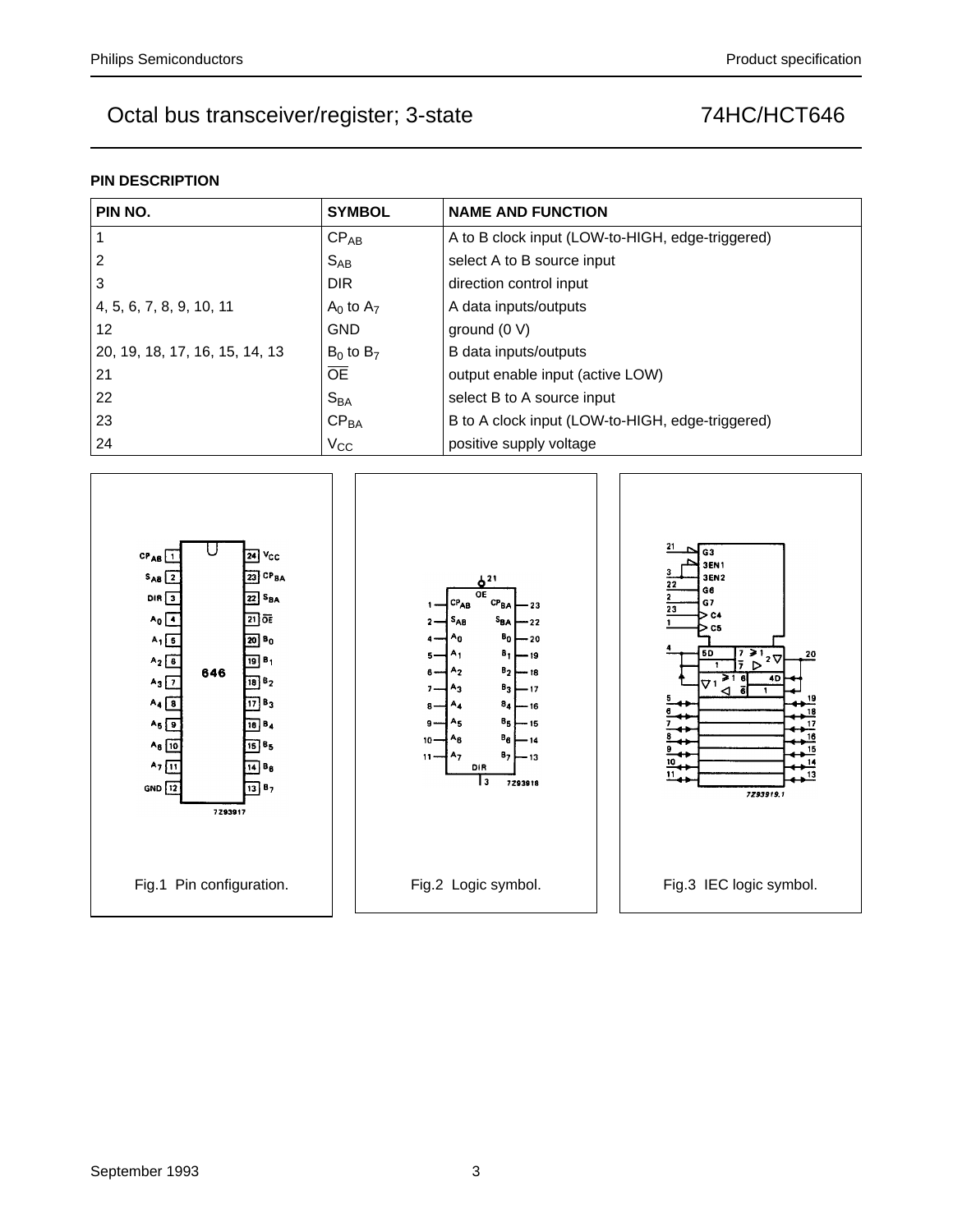## PIN DESCRIPTION

| PIN NO. | SYMBOL | NAME AND FUNCTION |
|---|---|---|
| 1 | $CP_{AB}$ | A to B clock input (LOW-to-HIGH, edge-triggered) |
| 2 | $S_{AB}$ | select A to B source input |
| 3 | DIR | direction control input |
| 4, 5, 6, 7, 8, 9, 10, 11 | $A_0$ to $A_7$ | A data inputs/outputs |
| 12 | GND | ground (0 V) |
| 20, 19, 18, 17, 16, 15, 14, 13 | $B_0$ to $B_7$ | B data inputs/outputs |
| 21 | $\overline{OE}$ | output enable input (active LOW) |
| 22 | $S_{BA}$ | select B to A source input |
| 23 | $CP_{BA}$ | B to A clock input (LOW-to-HIGH, edge-triggered) |
| 24 | $V_{CC}$ | positive supply voltage |

Fig.1 Pin configuration.

Fig.2 Logic symbol.

Fig.3 IEC logic symbol.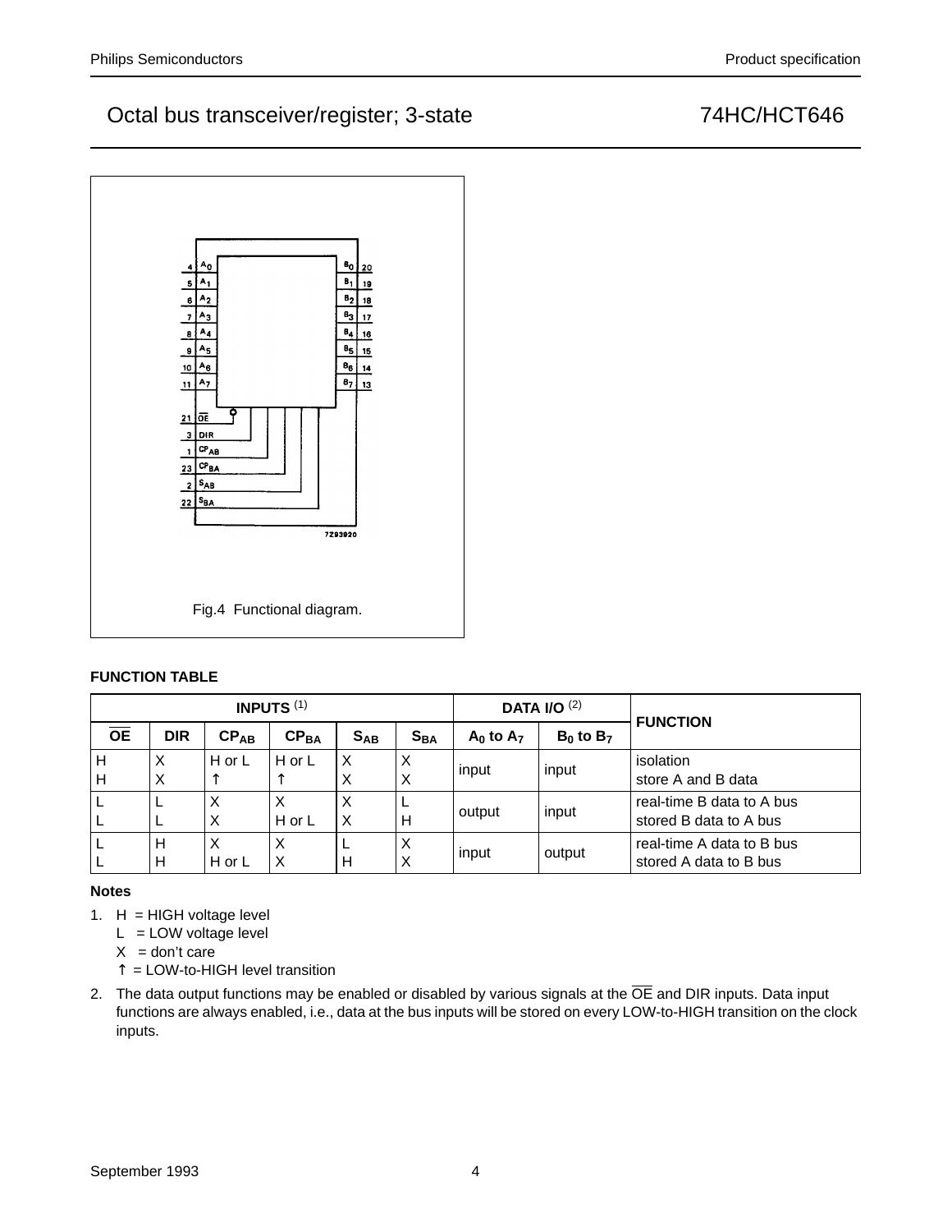# Octal bus transceiver/register; 3-state — 74HC/HCT646

Fig.4 Functional diagram.

**FUNCTION TABLE**

| INPUTS (1) | | | | | | DATA I/O (2) | | FUNCTION |
|---|---|---|---|---|---|---|---|---|
| $\overline{OE}$ | DIR | $CP_{AB}$ | $CP_{BA}$ | $S_{AB}$ | $S_{BA}$ | $A_0$ to $A_7$ | $B_0$ to $B_7$ | |
| H<br>H | X<br>X | H or L<br>↑ | H or L<br>↑ | X<br>X | X<br>X | input | input | isolation<br>store A and B data |
| L<br>L | L<br>L | X<br>X | X<br>H or L | X<br>X | L<br>H | output | input | real-time B data to A bus<br>stored B data to A bus |
| L<br>L | H<br>H | X<br>H or L | X<br>X | L<br>H | X<br>X | input | output | real-time A data to B bus<br>stored A data to B bus |

**Notes**

1. H = HIGH voltage level
   L = LOW voltage level
   X = don't care
   ↑ = LOW-to-HIGH level transition
2. The data output functions may be enabled or disabled by various signals at the $\overline{OE}$ and DIR inputs. Data input functions are always enabled, i.e., data at the bus inputs will be stored on every LOW-to-HIGH transition on the clock inputs.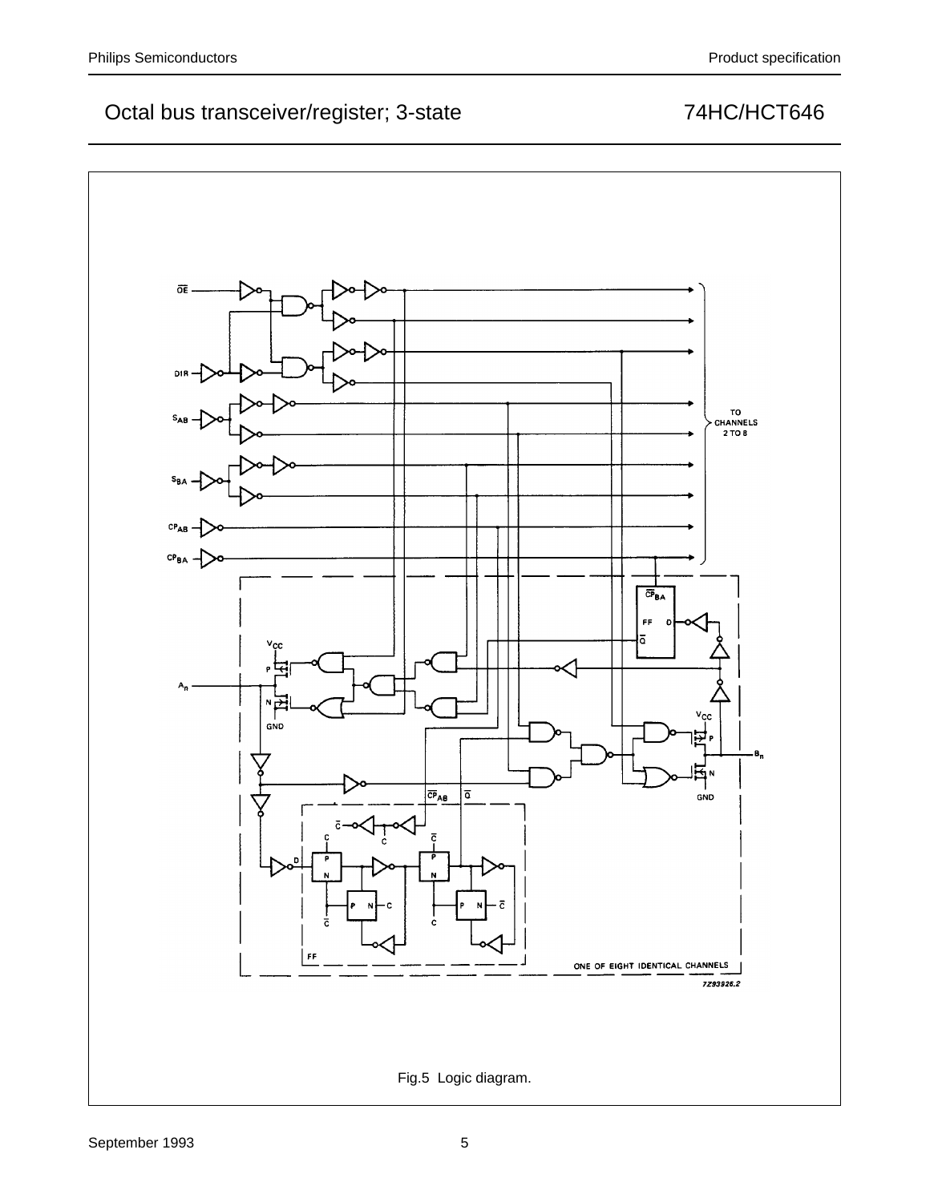Fig.5 Logic diagram.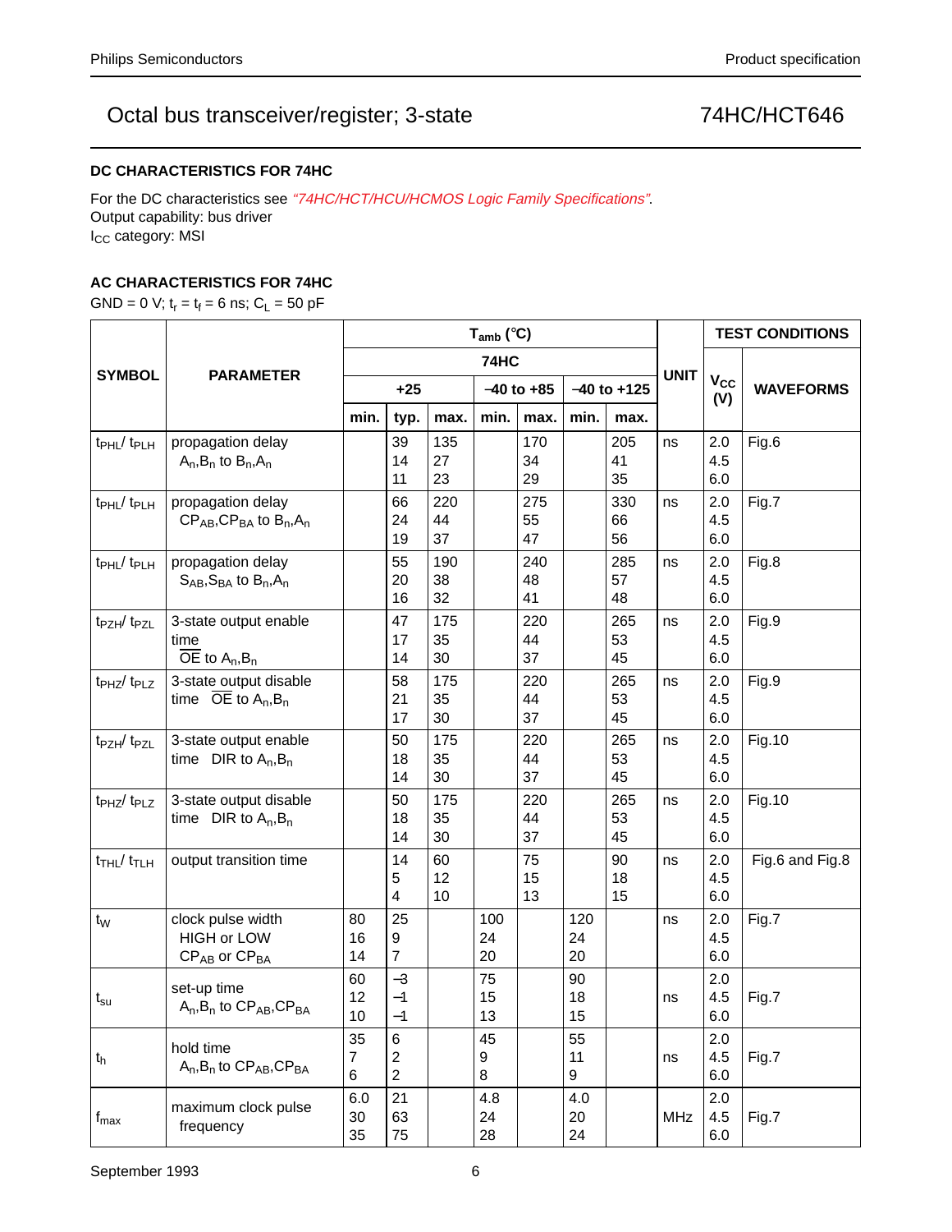## DC CHARACTERISTICS FOR 74HC

For the DC characteristics see *"74HC/HCT/HCU/HCMOS Logic Family Specifications"*.
Output capability: bus driver
$I_{CC}$ category: MSI

## AC CHARACTERISTICS FOR 74HC

GND = 0 V; $t_r = t_f = 6$ ns; $C_L = 50$ pF

| SYMBOL | PARAMETER | $T_{amb}$ (°C) | | | | | | | UNIT | TEST CONDITIONS | |
|---|---|---|---|---|---|---|---|---|---|---|---|
| | | 74HC | | | | | | | | $V_{CC}$ (V) | WAVEFORMS |
| | | +25 | | | −40 to +85 | | −40 to +125 | | | | |
| | | min. | typ. | max. | min. | max. | min. | max. | | | |
| $t_{PHL}$/ $t_{PLH}$ | propagation delay $A_n$,$B_n$ to $B_n$,$A_n$ | | 39<br>14<br>11 | 135<br>27<br>23 | | 170<br>34<br>29 | | 205<br>41<br>35 | ns | 2.0<br>4.5<br>6.0 | Fig.6 |
| $t_{PHL}$/ $t_{PLH}$ | propagation delay $CP_{AB}$,$CP_{BA}$ to $B_n$,$A_n$ | | 66<br>24<br>19 | 220<br>44<br>37 | | 275<br>55<br>47 | | 330<br>66<br>56 | ns | 2.0<br>4.5<br>6.0 | Fig.7 |
| $t_{PHL}$/ $t_{PLH}$ | propagation delay $S_{AB}$,$S_{BA}$ to $B_n$,$A_n$ | | 55<br>20<br>16 | 190<br>38<br>32 | | 240<br>48<br>41 | | 285<br>57<br>48 | ns | 2.0<br>4.5<br>6.0 | Fig.8 |
| $t_{PZH}$/ $t_{PZL}$ | 3-state output enable time $\overline{OE}$ to $A_n$,$B_n$ | | 47<br>17<br>14 | 175<br>35<br>30 | | 220<br>44<br>37 | | 265<br>53<br>45 | ns | 2.0<br>4.5<br>6.0 | Fig.9 |
| $t_{PHZ}$/ $t_{PLZ}$ | 3-state output disable time $\overline{OE}$ to $A_n$,$B_n$ | | 58<br>21<br>17 | 175<br>35<br>30 | | 220<br>44<br>37 | | 265<br>53<br>45 | ns | 2.0<br>4.5<br>6.0 | Fig.9 |
| $t_{PZH}$/ $t_{PZL}$ | 3-state output enable time DIR to $A_n$,$B_n$ | | 50<br>18<br>14 | 175<br>35<br>30 | | 220<br>44<br>37 | | 265<br>53<br>45 | ns | 2.0<br>4.5<br>6.0 | Fig.10 |
| $t_{PHZ}$/ $t_{PLZ}$ | 3-state output disable time DIR to $A_n$,$B_n$ | | 50<br>18<br>14 | 175<br>35<br>30 | | 220<br>44<br>37 | | 265<br>53<br>45 | ns | 2.0<br>4.5<br>6.0 | Fig.10 |
| $t_{THL}$/ $t_{TLH}$ | output transition time | | 14<br>5<br>4 | 60<br>12<br>10 | | 75<br>15<br>13 | | 90<br>18<br>15 | ns | 2.0<br>4.5<br>6.0 | Fig.6 and Fig.8 |
| $t_W$ | clock pulse width HIGH or LOW $CP_{AB}$ or $CP_{BA}$ | 80<br>16<br>14 | 25<br>9<br>7 | | 100<br>24<br>20 | | 120<br>24<br>20 | | ns | 2.0<br>4.5<br>6.0 | Fig.7 |
| $t_{su}$ | set-up time $A_n$,$B_n$ to $CP_{AB}$,$CP_{BA}$ | 60<br>12<br>10 | −3<br>−1<br>−1 | | 75<br>15<br>13 | | 90<br>18<br>15 | | ns | 2.0<br>4.5<br>6.0 | Fig.7 |
| $t_h$ | hold time $A_n$,$B_n$ to $CP_{AB}$,$CP_{BA}$ | 35<br>7<br>6 | 6<br>2<br>2 | | 45<br>9<br>8 | | 55<br>11<br>9 | | ns | 2.0<br>4.5<br>6.0 | Fig.7 |
| $f_{max}$ | maximum clock pulse frequency | 6.0<br>30<br>35 | 21<br>63<br>75 | | 4.8<br>24<br>28 | | 4.0<br>20<br>24 | | MHz | 2.0<br>4.5<br>6.0 | Fig.7 |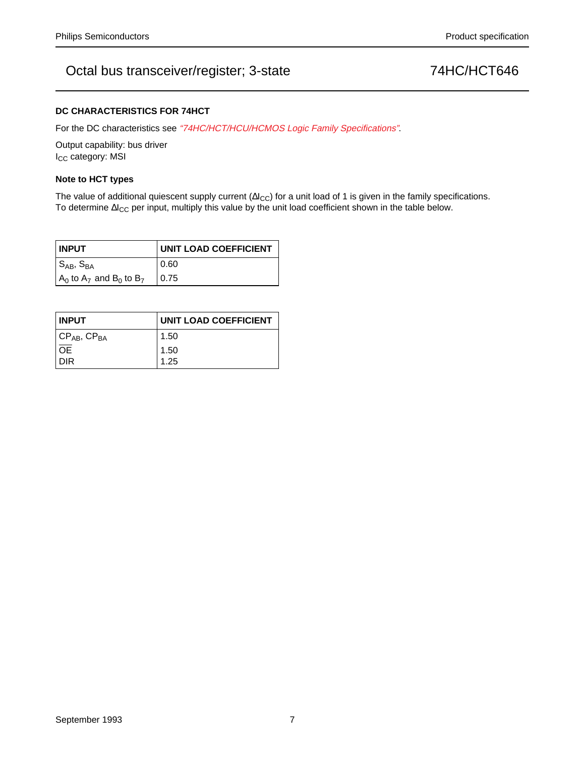### DC CHARACTERISTICS FOR 74HCT

For the DC characteristics see *"74HC/HCT/HCU/HCMOS Logic Family Specifications"*.

Output capability: bus driver
$I_{CC}$ category: MSI

### Note to HCT types

The value of additional quiescent supply current ($\Delta I_{CC}$) for a unit load of 1 is given in the family specifications. To determine $\Delta I_{CC}$ per input, multiply this value by the unit load coefficient shown in the table below.

| INPUT | UNIT LOAD COEFFICIENT |
|---|---|
| $S_{AB}$, $S_{BA}$ | 0.60 |
| $A_0$ to $A_7$ and $B_0$ to $B_7$ | 0.75 |

| INPUT | UNIT LOAD COEFFICIENT |
|---|---|
| $CP_{AB}$, $CP_{BA}$ | 1.50 |
| $\overline{OE}$ | 1.50 |
| DIR | 1.25 |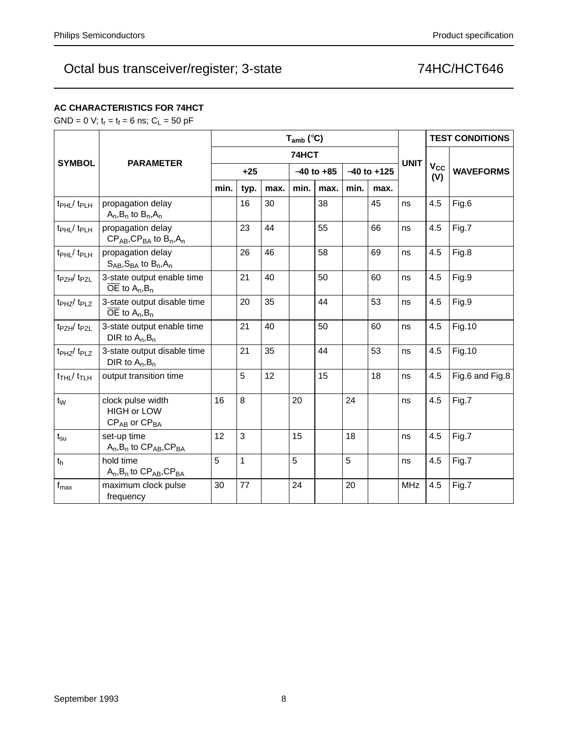## AC CHARACTERISTICS FOR 74HCT

GND = 0 V; $t_r = t_f = 6$ ns; $C_L = 50$ pF

| SYMBOL | PARAMETER | $T_{amb}$ (°C) | | | | | | | UNIT | TEST CONDITIONS | |
|---|---|---|---|---|---|---|---|---|---|---|---|
| | | 74HCT | | | | | | | | $V_{CC}$ (V) | WAVEFORMS |
| | | +25 | | | −40 to +85 | | −40 to +125 | | | | |
| | | min. | typ. | max. | min. | max. | min. | max. | | | |
| $t_{PHL}$/ $t_{PLH}$ | propagation delay $A_n$,$B_n$ to $B_n$,$A_n$ | | 16 | 30 | | 38 | | 45 | ns | 4.5 | Fig.6 |
| $t_{PHL}$/ $t_{PLH}$ | propagation delay $CP_{AB}$,$CP_{BA}$ to $B_n$,$A_n$ | | 23 | 44 | | 55 | | 66 | ns | 4.5 | Fig.7 |
| $t_{PHL}$/ $t_{PLH}$ | propagation delay $S_{AB}$,$S_{BA}$ to $B_n$,$A_n$ | | 26 | 46 | | 58 | | 69 | ns | 4.5 | Fig.8 |
| $t_{PZH}$/ $t_{PZL}$ | 3-state output enable time $\overline{OE}$ to $A_n$,$B_n$ | | 21 | 40 | | 50 | | 60 | ns | 4.5 | Fig.9 |
| $t_{PHZ}$/ $t_{PLZ}$ | 3-state output disable time $\overline{OE}$ to $A_n$,$B_n$ | | 20 | 35 | | 44 | | 53 | ns | 4.5 | Fig.9 |
| $t_{PZH}$/ $t_{PZL}$ | 3-state output enable time DIR to $A_n$,$B_n$ | | 21 | 40 | | 50 | | 60 | ns | 4.5 | Fig.10 |
| $t_{PHZ}$/ $t_{PLZ}$ | 3-state output disable time DIR to $A_n$,$B_n$ | | 21 | 35 | | 44 | | 53 | ns | 4.5 | Fig.10 |
| $t_{THL}$/ $t_{TLH}$ | output transition time | | 5 | 12 | | 15 | | 18 | ns | 4.5 | Fig.6 and Fig.8 |
| $t_W$ | clock pulse width HIGH or LOW $CP_{AB}$ or $CP_{BA}$ | 16 | 8 | | 20 | | 24 | | ns | 4.5 | Fig.7 |
| $t_{su}$ | set-up time $A_n$,$B_n$ to $CP_{AB}$,$CP_{BA}$ | 12 | 3 | | 15 | | 18 | | ns | 4.5 | Fig.7 |
| $t_h$ | hold time $A_n$,$B_n$ to $CP_{AB}$,$CP_{BA}$ | 5 | 1 | | 5 | | 5 | | ns | 4.5 | Fig.7 |
| $f_{max}$ | maximum clock pulse frequency | 30 | 77 | | 24 | | 20 | | MHz | 4.5 | Fig.7 |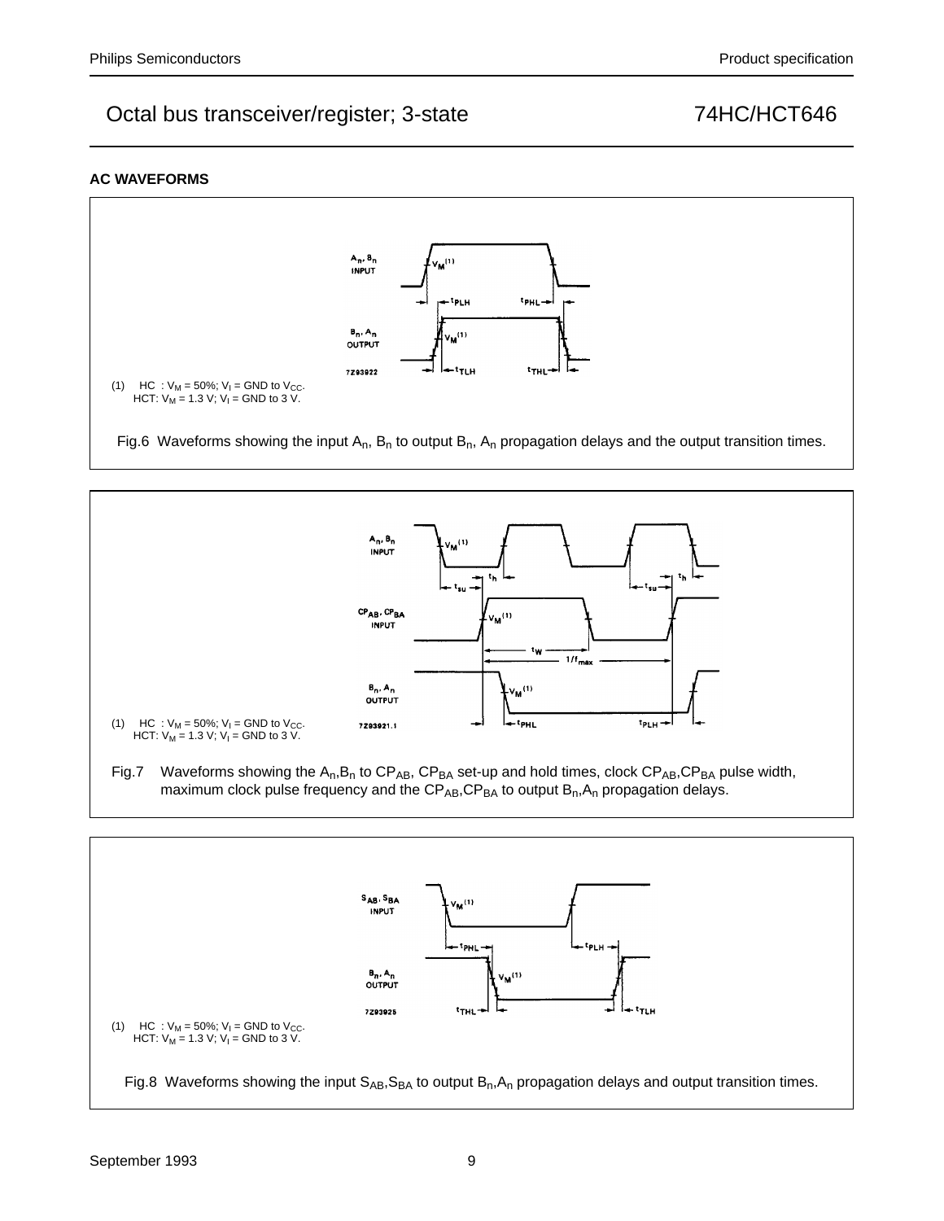## AC WAVEFORMS

(1) HC : $V_M$ = 50%; $V_I$ = GND to $V_{CC}$.
HCT: $V_M$ = 1.3 V; $V_I$ = GND to 3 V.

Fig.6 Waveforms showing the input $A_n$, $B_n$ to output $B_n$, $A_n$ propagation delays and the output transition times.

(1) HC : $V_M$ = 50%; $V_I$ = GND to $V_{CC}$.
HCT: $V_M$ = 1.3 V; $V_I$ = GND to 3 V.

Fig.7 Waveforms showing the $A_n$,$B_n$ to $CP_{AB}$, $CP_{BA}$ set-up and hold times, clock $CP_{AB}$,$CP_{BA}$ pulse width, maximum clock pulse frequency and the $CP_{AB}$,$CP_{BA}$ to output $B_n$,$A_n$ propagation delays.

(1) HC : $V_M$ = 50%; $V_I$ = GND to $V_{CC}$.
HCT: $V_M$ = 1.3 V; $V_I$ = GND to 3 V.

Fig.8 Waveforms showing the input $S_{AB}$,$S_{BA}$ to output $B_n$,$A_n$ propagation delays and output transition times.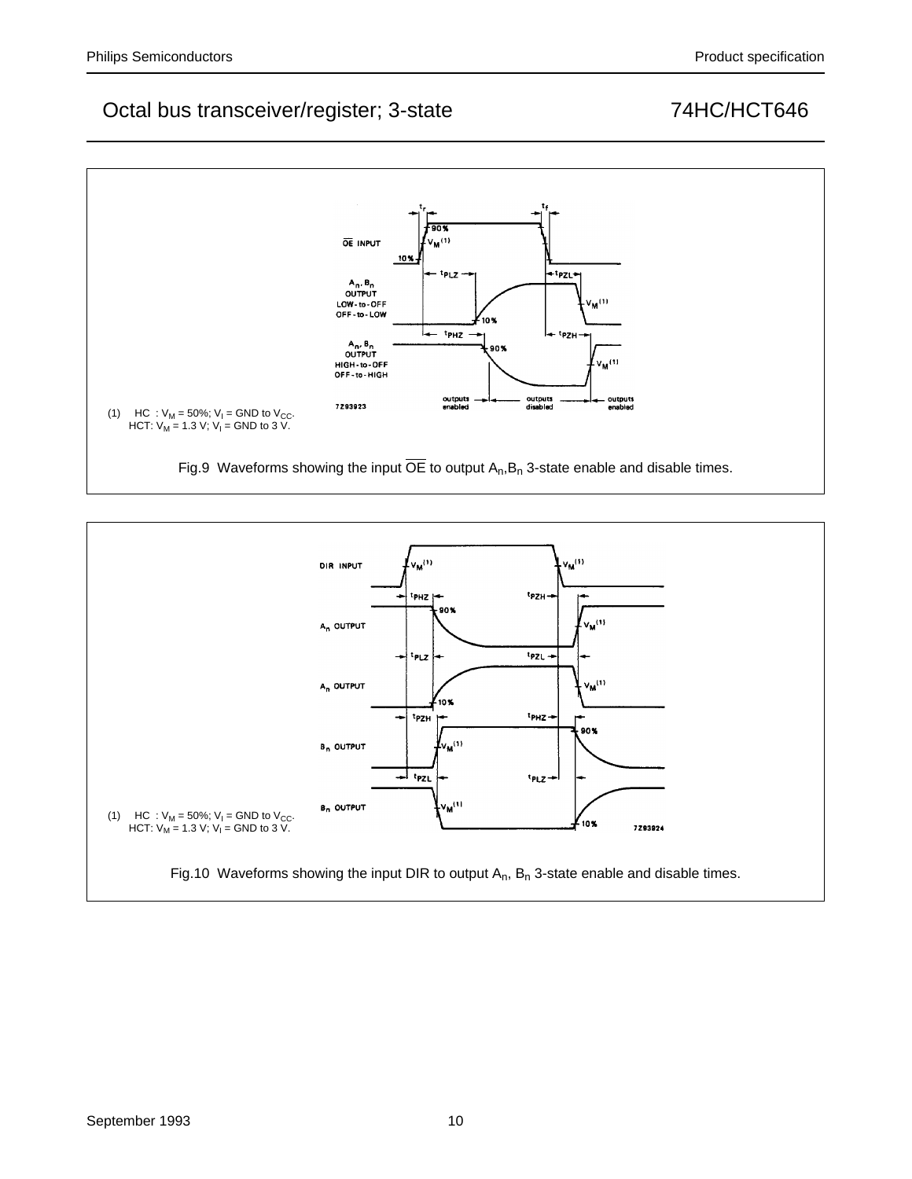(1) HC : $V_M$ = 50%; $V_I$ = GND to $V_{CC}$.
HCT: $V_M$ = 1.3 V; $V_I$ = GND to 3 V.

Fig.9 Waveforms showing the input $\overline{OE}$ to output $A_n$,$B_n$ 3-state enable and disable times.

(1) HC : $V_M$ = 50%; $V_I$ = GND to $V_{CC}$.
HCT: $V_M$ = 1.3 V; $V_I$ = GND to 3 V.

Fig.10 Waveforms showing the input DIR to output $A_n$, $B_n$ 3-state enable and disable times.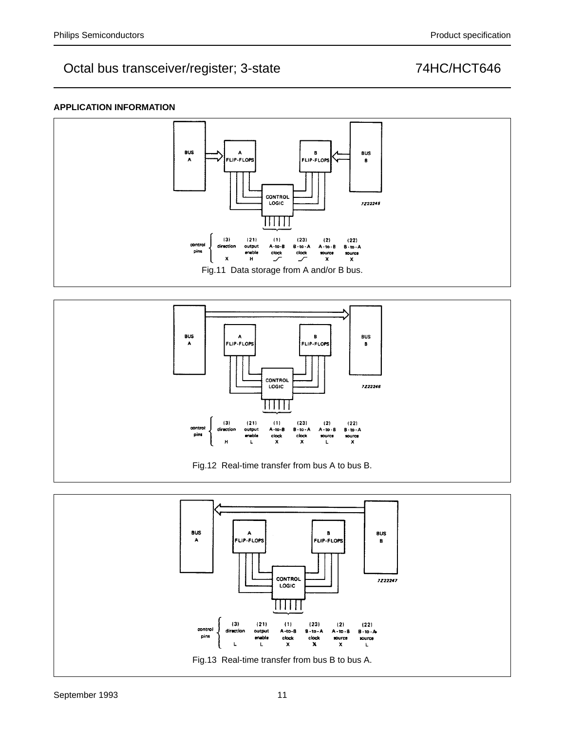## APPLICATION INFORMATION

Fig.11 Data storage from A and/or B bus.

Fig.12 Real-time transfer from bus A to bus B.

Fig.13 Real-time transfer from bus B to bus A.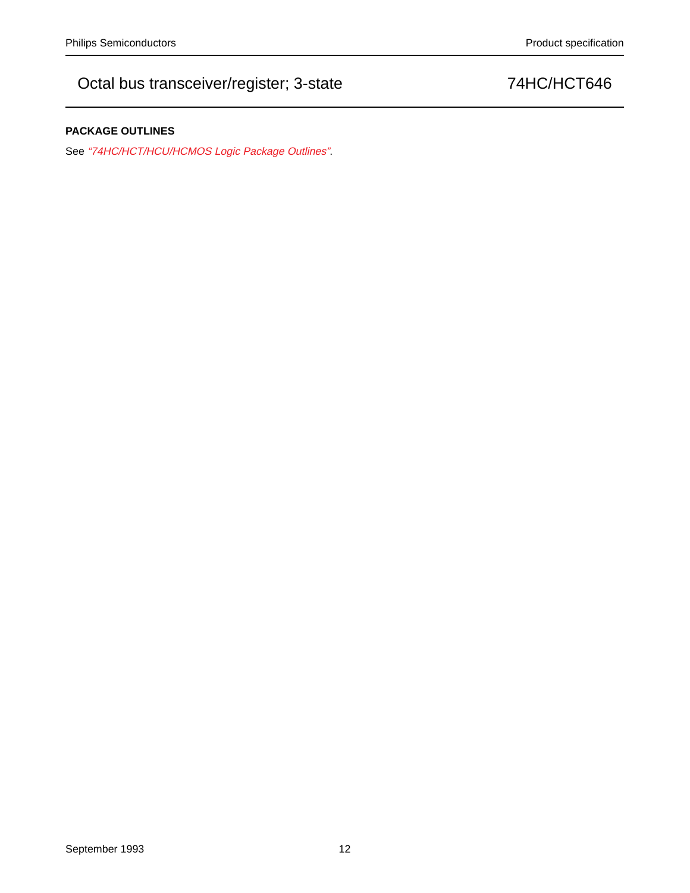## PACKAGE OUTLINES

See *"74HC/HCT/HCU/HCMOS Logic Package Outlines"*.